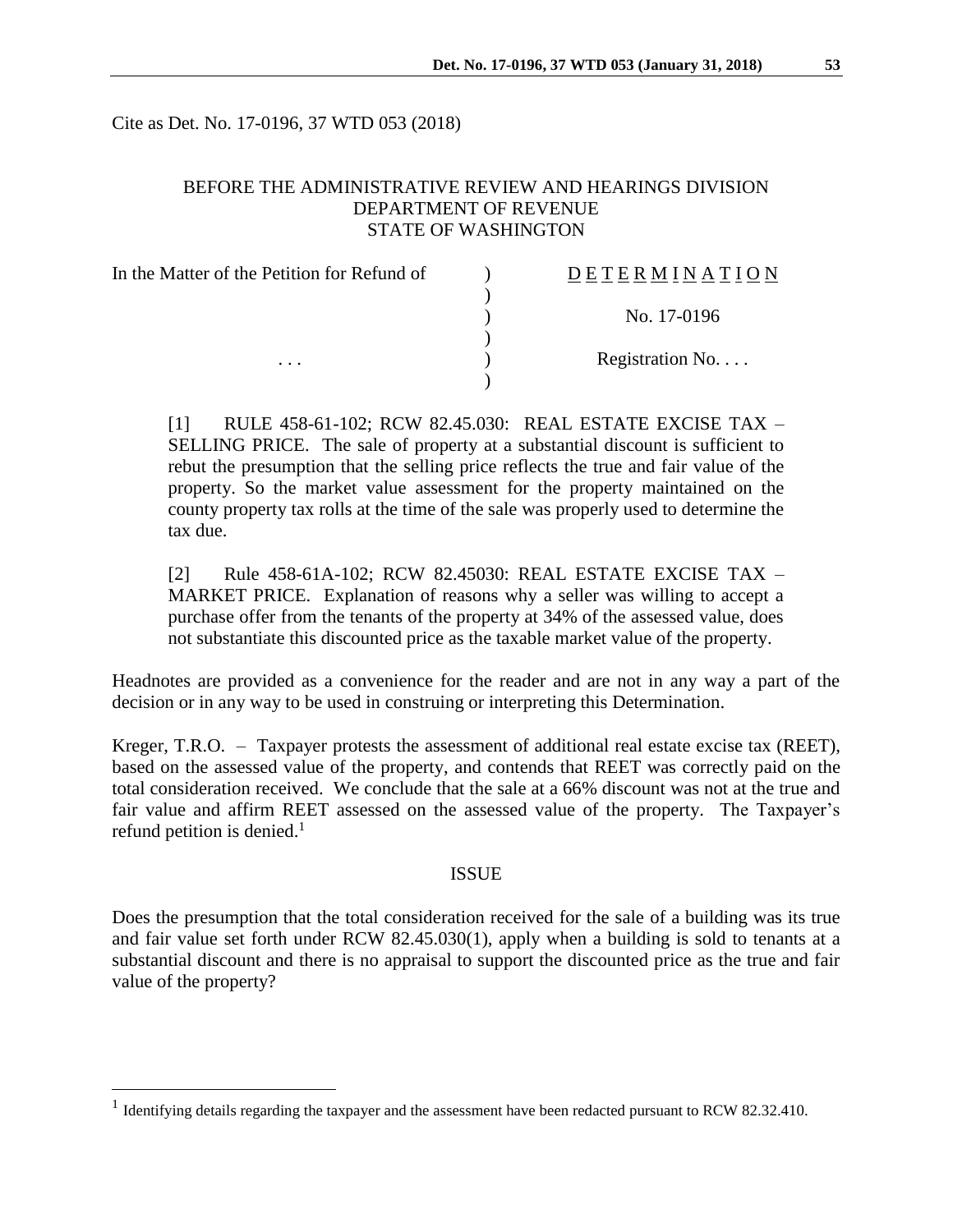Cite as Det. No. 17-0196, 37 WTD 053 (2018)

BEFORE THE ADMINISTRATIVE REVIEW AND HEARINGS DIVISION
DEPARTMENT OF REVENUE
STATE OF WASHINGTON

| | | |
|---|---|---|
| In the Matter of the Petition for Refund of | ) | DETERMINATION |
| | ) | |
| | ) | No. 17-0196 |
| | ) | |
| . . . | ) | Registration No. . . . |
| | ) | |

[1] RULE 458-61-102; RCW 82.45.030: REAL ESTATE EXCISE TAX – SELLING PRICE. The sale of property at a substantial discount is sufficient to rebut the presumption that the selling price reflects the true and fair value of the property. So the market value assessment for the property maintained on the county property tax rolls at the time of the sale was properly used to determine the tax due.

[2] Rule 458-61A-102; RCW 82.45030: REAL ESTATE EXCISE TAX – MARKET PRICE. Explanation of reasons why a seller was willing to accept a purchase offer from the tenants of the property at 34% of the assessed value, does not substantiate this discounted price as the taxable market value of the property.

Headnotes are provided as a convenience for the reader and are not in any way a part of the decision or in any way to be used in construing or interpreting this Determination.

Kreger, T.R.O. – Taxpayer protests the assessment of additional real estate excise tax (REET), based on the assessed value of the property, and contends that REET was correctly paid on the total consideration received. We conclude that the sale at a 66% discount was not at the true and fair value and affirm REET assessed on the assessed value of the property. The Taxpayer's refund petition is denied.[1]

## ISSUE

Does the presumption that the total consideration received for the sale of a building was its true and fair value set forth under RCW 82.45.030(1), apply when a building is sold to tenants at a substantial discount and there is no appraisal to support the discounted price as the true and fair value of the property?

---

[1] Identifying details regarding the taxpayer and the assessment have been redacted pursuant to RCW 82.32.410.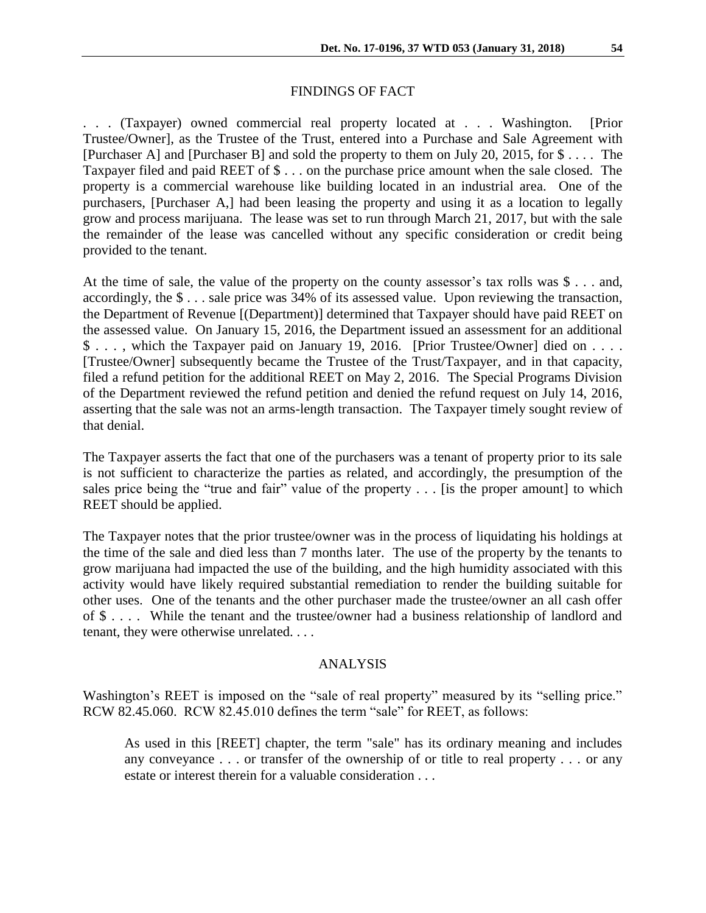## FINDINGS OF FACT

. . . (Taxpayer) owned commercial real property located at . . . Washington. [Prior Trustee/Owner], as the Trustee of the Trust, entered into a Purchase and Sale Agreement with [Purchaser A] and [Purchaser B] and sold the property to them on July 20, 2015, for $ . . . . The Taxpayer filed and paid REET of $ . . . on the purchase price amount when the sale closed. The property is a commercial warehouse like building located in an industrial area. One of the purchasers, [Purchaser A,] had been leasing the property and using it as a location to legally grow and process marijuana. The lease was set to run through March 21, 2017, but with the sale the remainder of the lease was cancelled without any specific consideration or credit being provided to the tenant.

At the time of sale, the value of the property on the county assessor's tax rolls was $ . . . and, accordingly, the $ . . . sale price was 34% of its assessed value. Upon reviewing the transaction, the Department of Revenue [(Department)] determined that Taxpayer should have paid REET on the assessed value. On January 15, 2016, the Department issued an assessment for an additional $ . . . , which the Taxpayer paid on January 19, 2016. [Prior Trustee/Owner] died on . . . . [Trustee/Owner] subsequently became the Trustee of the Trust/Taxpayer, and in that capacity, filed a refund petition for the additional REET on May 2, 2016. The Special Programs Division of the Department reviewed the refund petition and denied the refund request on July 14, 2016, asserting that the sale was not an arms-length transaction. The Taxpayer timely sought review of that denial.

The Taxpayer asserts the fact that one of the purchasers was a tenant of property prior to its sale is not sufficient to characterize the parties as related, and accordingly, the presumption of the sales price being the "true and fair" value of the property . . . [is the proper amount] to which REET should be applied.

The Taxpayer notes that the prior trustee/owner was in the process of liquidating his holdings at the time of the sale and died less than 7 months later. The use of the property by the tenants to grow marijuana had impacted the use of the building, and the high humidity associated with this activity would have likely required substantial remediation to render the building suitable for other uses. One of the tenants and the other purchaser made the trustee/owner an all cash offer of $ . . . . While the tenant and the trustee/owner had a business relationship of landlord and tenant, they were otherwise unrelated. . . .

## ANALYSIS

Washington's REET is imposed on the "sale of real property" measured by its "selling price." RCW 82.45.060. RCW 82.45.010 defines the term "sale" for REET, as follows:

> As used in this [REET] chapter, the term "sale" has its ordinary meaning and includes any conveyance . . . or transfer of the ownership of or title to real property . . . or any estate or interest therein for a valuable consideration . . .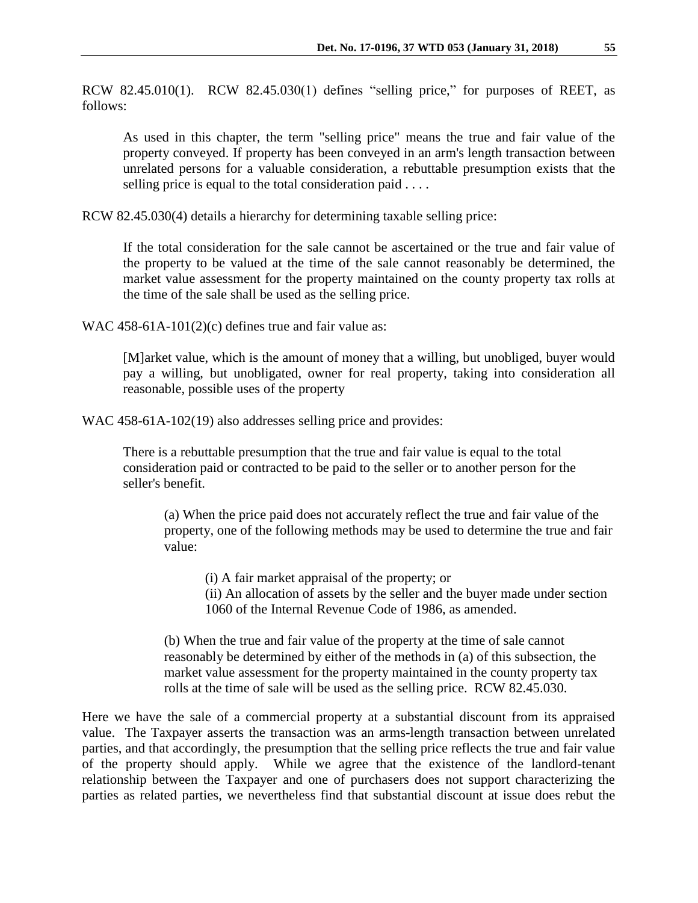RCW 82.45.010(1). RCW 82.45.030(1) defines "selling price," for purposes of REET, as follows:

> As used in this chapter, the term "selling price" means the true and fair value of the property conveyed. If property has been conveyed in an arm's length transaction between unrelated persons for a valuable consideration, a rebuttable presumption exists that the selling price is equal to the total consideration paid . . . .

RCW 82.45.030(4) details a hierarchy for determining taxable selling price:

> If the total consideration for the sale cannot be ascertained or the true and fair value of the property to be valued at the time of the sale cannot reasonably be determined, the market value assessment for the property maintained on the county property tax rolls at the time of the sale shall be used as the selling price.

WAC 458-61A-101(2)(c) defines true and fair value as:

> [M]arket value, which is the amount of money that a willing, but unobliged, buyer would pay a willing, but unobligated, owner for real property, taking into consideration all reasonable, possible uses of the property

WAC 458-61A-102(19) also addresses selling price and provides:

> There is a rebuttable presumption that the true and fair value is equal to the total consideration paid or contracted to be paid to the seller or to another person for the seller's benefit.
>
> > (a) When the price paid does not accurately reflect the true and fair value of the property, one of the following methods may be used to determine the true and fair value:
> >
> > > (i) A fair market appraisal of the property; or
> > > (ii) An allocation of assets by the seller and the buyer made under section 1060 of the Internal Revenue Code of 1986, as amended.
> >
> > (b) When the true and fair value of the property at the time of sale cannot reasonably be determined by either of the methods in (a) of this subsection, the market value assessment for the property maintained in the county property tax rolls at the time of sale will be used as the selling price. RCW 82.45.030.

Here we have the sale of a commercial property at a substantial discount from its appraised value. The Taxpayer asserts the transaction was an arms-length transaction between unrelated parties, and that accordingly, the presumption that the selling price reflects the true and fair value of the property should apply. While we agree that the existence of the landlord-tenant relationship between the Taxpayer and one of purchasers does not support characterizing the parties as related parties, we nevertheless find that substantial discount at issue does rebut the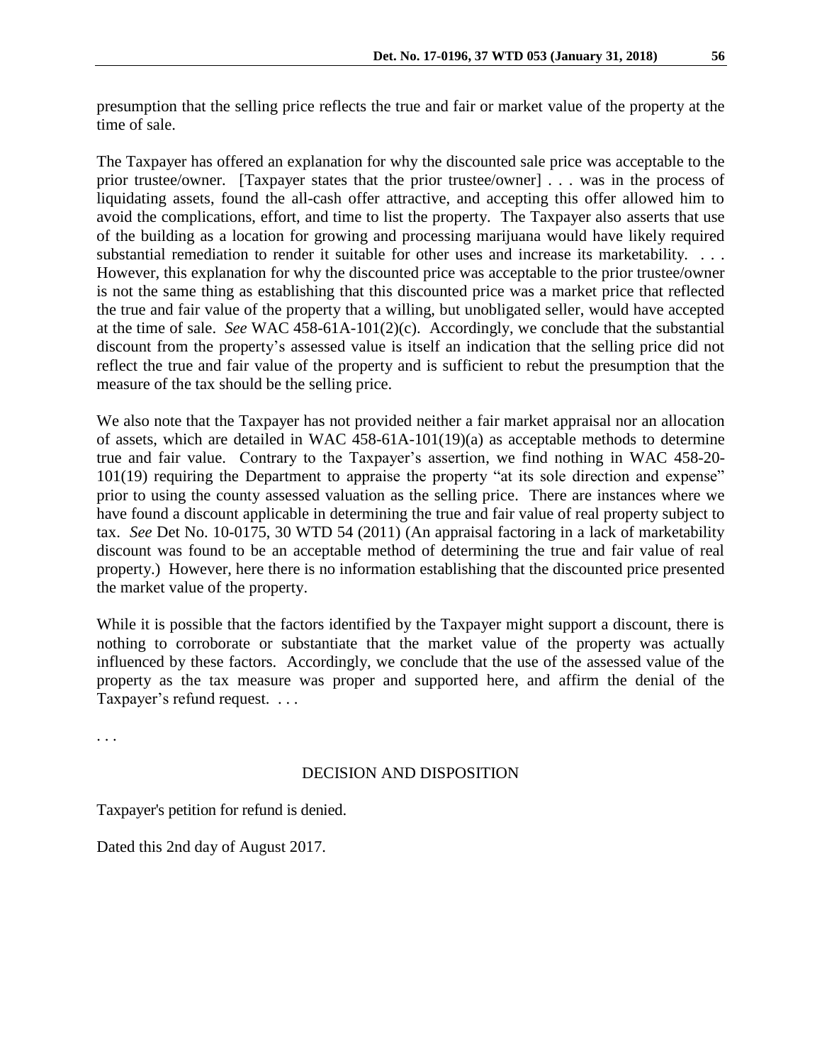presumption that the selling price reflects the true and fair or market value of the property at the time of sale.

The Taxpayer has offered an explanation for why the discounted sale price was acceptable to the prior trustee/owner. [Taxpayer states that the prior trustee/owner] . . . was in the process of liquidating assets, found the all-cash offer attractive, and accepting this offer allowed him to avoid the complications, effort, and time to list the property. The Taxpayer also asserts that use of the building as a location for growing and processing marijuana would have likely required substantial remediation to render it suitable for other uses and increase its marketability. . . . However, this explanation for why the discounted price was acceptable to the prior trustee/owner is not the same thing as establishing that this discounted price was a market price that reflected the true and fair value of the property that a willing, but unobligated seller, would have accepted at the time of sale. *See* WAC 458-61A-101(2)(c). Accordingly, we conclude that the substantial discount from the property's assessed value is itself an indication that the selling price did not reflect the true and fair value of the property and is sufficient to rebut the presumption that the measure of the tax should be the selling price.

We also note that the Taxpayer has not provided neither a fair market appraisal nor an allocation of assets, which are detailed in WAC 458-61A-101(19)(a) as acceptable methods to determine true and fair value. Contrary to the Taxpayer's assertion, we find nothing in WAC 458-20-101(19) requiring the Department to appraise the property "at its sole direction and expense" prior to using the county assessed valuation as the selling price. There are instances where we have found a discount applicable in determining the true and fair value of real property subject to tax. *See* Det No. 10-0175, 30 WTD 54 (2011) (An appraisal factoring in a lack of marketability discount was found to be an acceptable method of determining the true and fair value of real property.) However, here there is no information establishing that the discounted price presented the market value of the property.

While it is possible that the factors identified by the Taxpayer might support a discount, there is nothing to corroborate or substantiate that the market value of the property was actually influenced by these factors. Accordingly, we conclude that the use of the assessed value of the property as the tax measure was proper and supported here, and affirm the denial of the Taxpayer's refund request. . . .

. . .

## DECISION AND DISPOSITION

Taxpayer's petition for refund is denied.

Dated this 2nd day of August 2017.